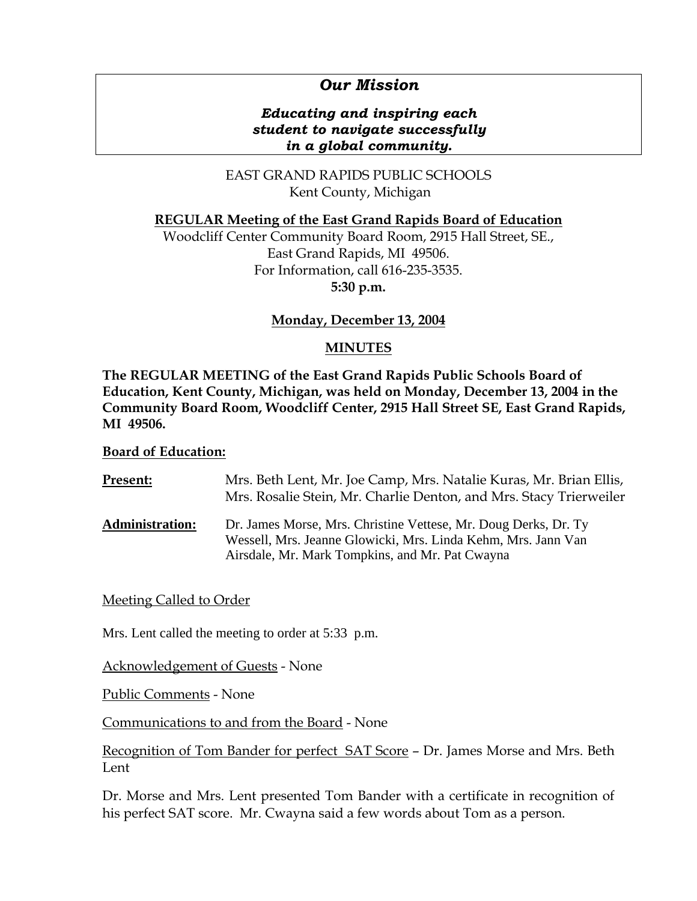# *Our Mission*

***Educating and inspiring each student to navigate successfully in a global community.***

EAST GRAND RAPIDS PUBLIC SCHOOLS
Kent County, Michigan

**REGULAR Meeting of the East Grand Rapids Board of Education**
Woodcliff Center Community Board Room, 2915 Hall Street, SE., East Grand Rapids, MI 49506.
For Information, call 616-235-3535.
**5:30 p.m.**

**Monday, December 13, 2004**

**MINUTES**

**The REGULAR MEETING of the East Grand Rapids Public Schools Board of Education, Kent County, Michigan, was held on Monday, December 13, 2004 in the Community Board Room, Woodcliff Center, 2915 Hall Street SE, East Grand Rapids, MI 49506.**

**Board of Education:**

**Present:** Mrs. Beth Lent, Mr. Joe Camp, Mrs. Natalie Kuras, Mr. Brian Ellis, Mrs. Rosalie Stein, Mr. Charlie Denton, and Mrs. Stacy Trierweiler

**Administration:** Dr. James Morse, Mrs. Christine Vettese, Mr. Doug Derks, Dr. Ty Wessell, Mrs. Jeanne Glowicki, Mrs. Linda Kehm, Mrs. Jann Van Airsdale, Mr. Mark Tompkins, and Mr. Pat Cwayna

Meeting Called to Order

Mrs. Lent called the meeting to order at 5:33 p.m.

Acknowledgement of Guests - None

Public Comments - None

Communications to and from the Board - None

Recognition of Tom Bander for perfect SAT Score – Dr. James Morse and Mrs. Beth Lent

Dr. Morse and Mrs. Lent presented Tom Bander with a certificate in recognition of his perfect SAT score. Mr. Cwayna said a few words about Tom as a person.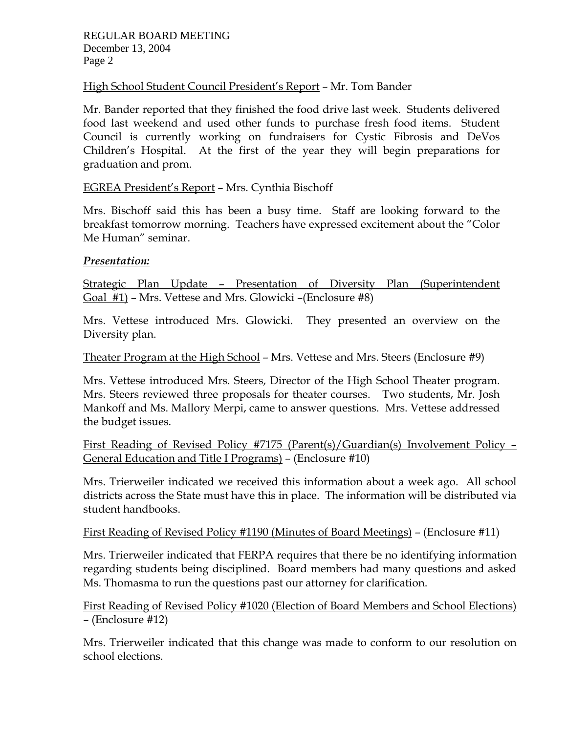High School Student Council President's Report – Mr. Tom Bander

Mr. Bander reported that they finished the food drive last week. Students delivered food last weekend and used other funds to purchase fresh food items. Student Council is currently working on fundraisers for Cystic Fibrosis and DeVos Children's Hospital. At the first of the year they will begin preparations for graduation and prom.

EGREA President's Report – Mrs. Cynthia Bischoff

Mrs. Bischoff said this has been a busy time. Staff are looking forward to the breakfast tomorrow morning. Teachers have expressed excitement about the "Color Me Human" seminar.

***Presentation:***

Strategic Plan Update – Presentation of Diversity Plan (Superintendent Goal #1) – Mrs. Vettese and Mrs. Glowicki –(Enclosure #8)

Mrs. Vettese introduced Mrs. Glowicki. They presented an overview on the Diversity plan.

Theater Program at the High School – Mrs. Vettese and Mrs. Steers (Enclosure #9)

Mrs. Vettese introduced Mrs. Steers, Director of the High School Theater program. Mrs. Steers reviewed three proposals for theater courses. Two students, Mr. Josh Mankoff and Ms. Mallory Merpi, came to answer questions. Mrs. Vettese addressed the budget issues.

First Reading of Revised Policy #7175 (Parent(s)/Guardian(s) Involvement Policy – General Education and Title I Programs) – (Enclosure #10)

Mrs. Trierweiler indicated we received this information about a week ago. All school districts across the State must have this in place. The information will be distributed via student handbooks.

First Reading of Revised Policy #1190 (Minutes of Board Meetings) – (Enclosure #11)

Mrs. Trierweiler indicated that FERPA requires that there be no identifying information regarding students being disciplined. Board members had many questions and asked Ms. Thomasma to run the questions past our attorney for clarification.

First Reading of Revised Policy #1020 (Election of Board Members and School Elections) – (Enclosure #12)

Mrs. Trierweiler indicated that this change was made to conform to our resolution on school elections.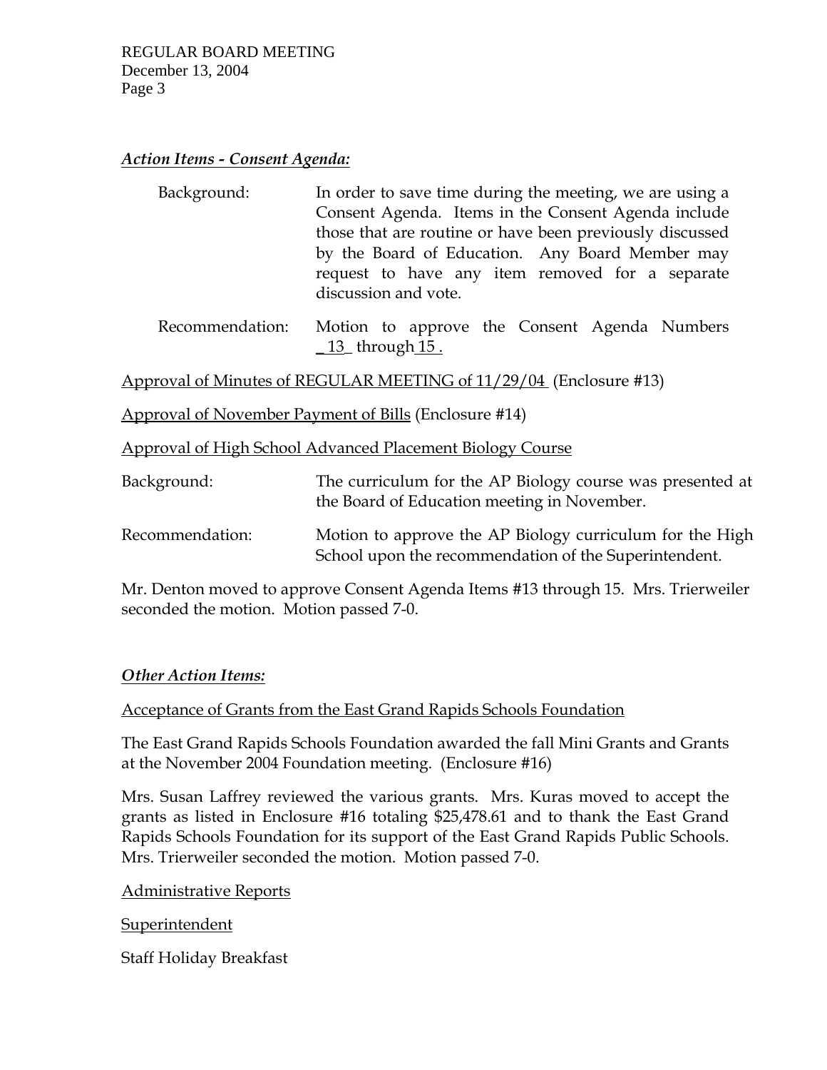***Action Items - Consent Agenda:***

Background: In order to save time during the meeting, we are using a Consent Agenda. Items in the Consent Agenda include those that are routine or have been previously discussed by the Board of Education. Any Board Member may request to have any item removed for a separate discussion and vote.

Recommendation: Motion to approve the Consent Agenda Numbers _13_ through 15.

Approval of Minutes of REGULAR MEETING of 11/29/04 (Enclosure #13)

Approval of November Payment of Bills (Enclosure #14)

Approval of High School Advanced Placement Biology Course

Background: The curriculum for the AP Biology course was presented at the Board of Education meeting in November.

Recommendation: Motion to approve the AP Biology curriculum for the High School upon the recommendation of the Superintendent.

Mr. Denton moved to approve Consent Agenda Items #13 through 15. Mrs. Trierweiler seconded the motion. Motion passed 7-0.

***Other Action Items:***

Acceptance of Grants from the East Grand Rapids Schools Foundation

The East Grand Rapids Schools Foundation awarded the fall Mini Grants and Grants at the November 2004 Foundation meeting. (Enclosure #16)

Mrs. Susan Laffrey reviewed the various grants. Mrs. Kuras moved to accept the grants as listed in Enclosure #16 totaling $25,478.61 and to thank the East Grand Rapids Schools Foundation for its support of the East Grand Rapids Public Schools. Mrs. Trierweiler seconded the motion. Motion passed 7-0.

Administrative Reports

Superintendent

Staff Holiday Breakfast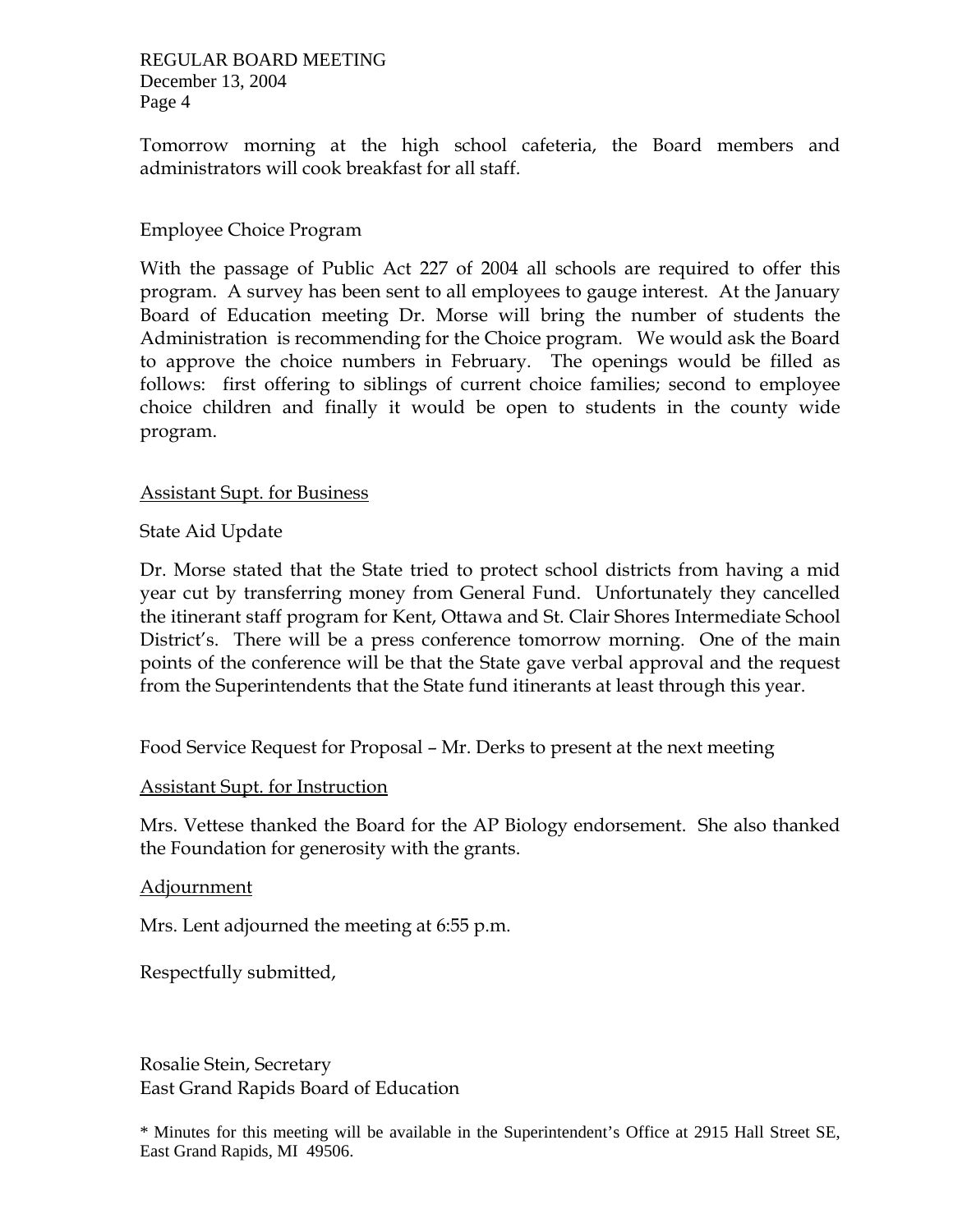Tomorrow morning at the high school cafeteria, the Board members and administrators will cook breakfast for all staff.

Employee Choice Program

With the passage of Public Act 227 of 2004 all schools are required to offer this program. A survey has been sent to all employees to gauge interest. At the January Board of Education meeting Dr. Morse will bring the number of students the Administration is recommending for the Choice program. We would ask the Board to approve the choice numbers in February. The openings would be filled as follows: first offering to siblings of current choice families; second to employee choice children and finally it would be open to students in the county wide program.

<u>Assistant Supt. for Business</u>

State Aid Update

Dr. Morse stated that the State tried to protect school districts from having a mid year cut by transferring money from General Fund. Unfortunately they cancelled the itinerant staff program for Kent, Ottawa and St. Clair Shores Intermediate School District's. There will be a press conference tomorrow morning. One of the main points of the conference will be that the State gave verbal approval and the request from the Superintendents that the State fund itinerants at least through this year.

Food Service Request for Proposal – Mr. Derks to present at the next meeting

<u>Assistant Supt. for Instruction</u>

Mrs. Vettese thanked the Board for the AP Biology endorsement. She also thanked the Foundation for generosity with the grants.

<u>Adjournment</u>

Mrs. Lent adjourned the meeting at 6:55 p.m.

Respectfully submitted,

Rosalie Stein, Secretary
East Grand Rapids Board of Education

* Minutes for this meeting will be available in the Superintendent's Office at 2915 Hall Street SE, East Grand Rapids, MI 49506.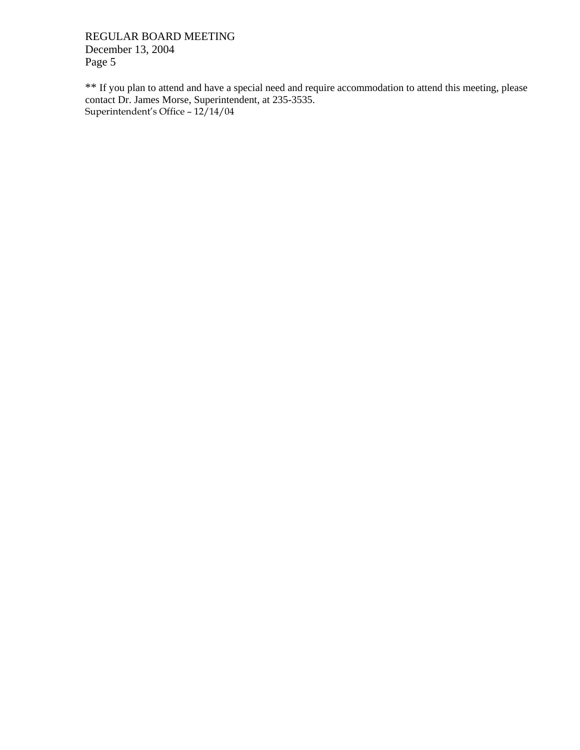** If you plan to attend and have a special need and require accommodation to attend this meeting, please contact Dr. James Morse, Superintendent, at 235-3535.

Superintendent's Office – 12/14/04